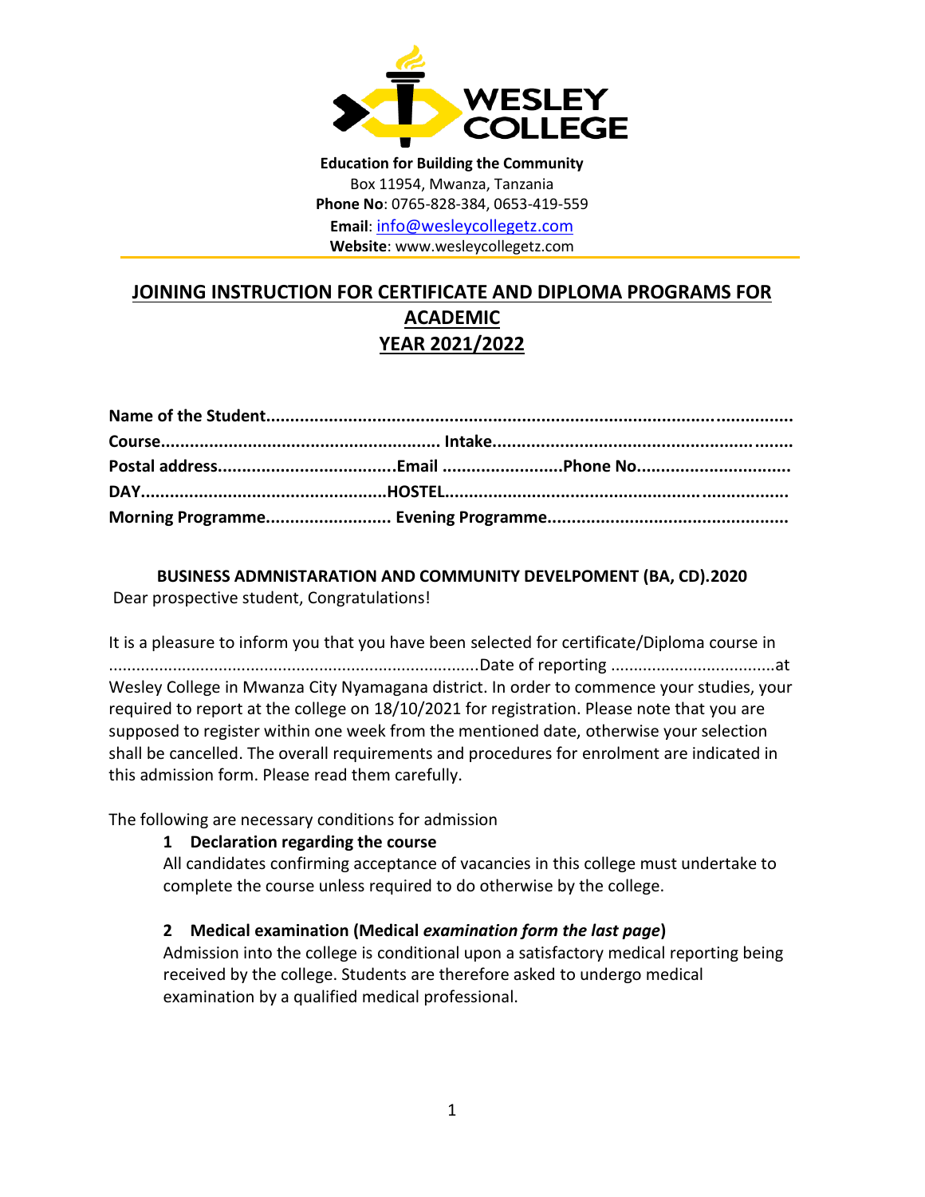**WESLEY COLLEGE**

**Education for Building the Community**
Box 11954, Mwanza, Tanzania
**Phone No**: 0765-828-384, 0653-419-559
**Email**: info@wesleycollegetz.com
**Website**: www.wesleycollegetz.com

# JOINING INSTRUCTION FOR CERTIFICATE AND DIPLOMA PROGRAMS FOR ACADEMIC YEAR 2021/2022

**Name of the Student..........................................................................................................**
**Course......................................................... Intake.....................................................................**
**Postal address....................................Email .........................Phone No...............................**
**DAY..................................................HOSTEL.....................................................................**
**Morning Programme.......................... Evening Programme.................................................**

**BUSINESS ADMNISTARATION AND COMMUNITY DEVELPOMENT (BA, CD).2020**

Dear prospective student, Congratulations!

It is a pleasure to inform you that you have been selected for certificate/Diploma course in ...............................................................................Date of reporting ....................................at Wesley College in Mwanza City Nyamagana district. In order to commence your studies, your required to report at the college on 18/10/2021 for registration. Please note that you are supposed to register within one week from the mentioned date, otherwise your selection shall be cancelled. The overall requirements and procedures for enrolment are indicated in this admission form. Please read them carefully.

The following are necessary conditions for admission

1. **Declaration regarding the course**
   All candidates confirming acceptance of vacancies in this college must undertake to complete the course unless required to do otherwise by the college.

2. **Medical examination (Medical *examination form the last page*)**
   Admission into the college is conditional upon a satisfactory medical reporting being received by the college. Students are therefore asked to undergo medical examination by a qualified medical professional.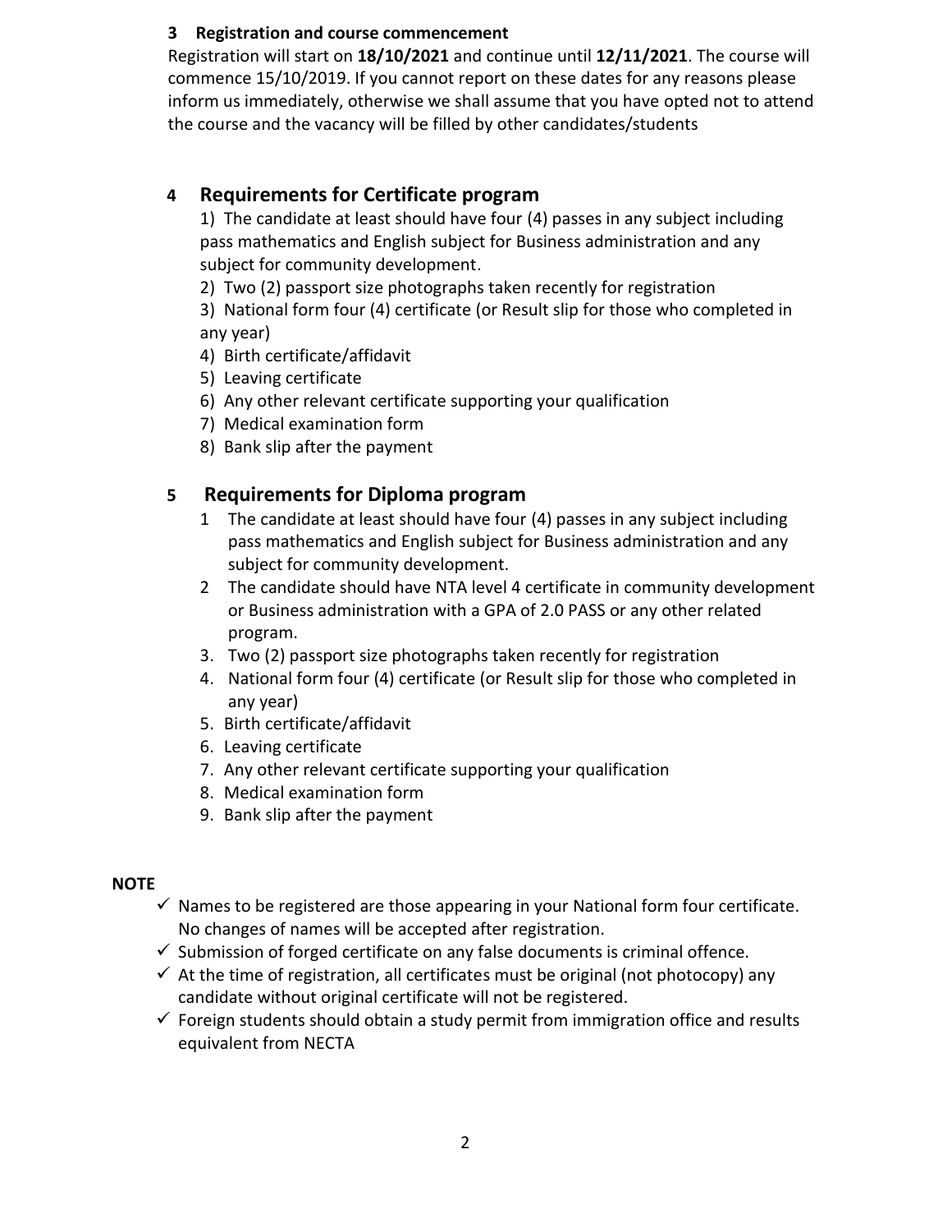### 3 Registration and course commencement

Registration will start on **18/10/2021** and continue until **12/11/2021**. The course will commence 15/10/2019. If you cannot report on these dates for any reasons please inform us immediately, otherwise we shall assume that you have opted not to attend the course and the vacancy will be filled by other candidates/students

## 4 Requirements for Certificate program

1) The candidate at least should have four (4) passes in any subject including pass mathematics and English subject for Business administration and any subject for community development.
2) Two (2) passport size photographs taken recently for registration
3) National form four (4) certificate (or Result slip for those who completed in any year)
4) Birth certificate/affidavit
5) Leaving certificate
6) Any other relevant certificate supporting your qualification
7) Medical examination form
8) Bank slip after the payment

## 5 Requirements for Diploma program

1. The candidate at least should have four (4) passes in any subject including pass mathematics and English subject for Business administration and any subject for community development.
2. The candidate should have NTA level 4 certificate in community development or Business administration with a GPA of 2.0 PASS or any other related program.
3. Two (2) passport size photographs taken recently for registration
4. National form four (4) certificate (or Result slip for those who completed in any year)
5. Birth certificate/affidavit
6. Leaving certificate
7. Any other relevant certificate supporting your qualification
8. Medical examination form
9. Bank slip after the payment

**NOTE**

- ✓ Names to be registered are those appearing in your National form four certificate. No changes of names will be accepted after registration.
- ✓ Submission of forged certificate on any false documents is criminal offence.
- ✓ At the time of registration, all certificates must be original (not photocopy) any candidate without original certificate will not be registered.
- ✓ Foreign students should obtain a study permit from immigration office and results equivalent from NECTA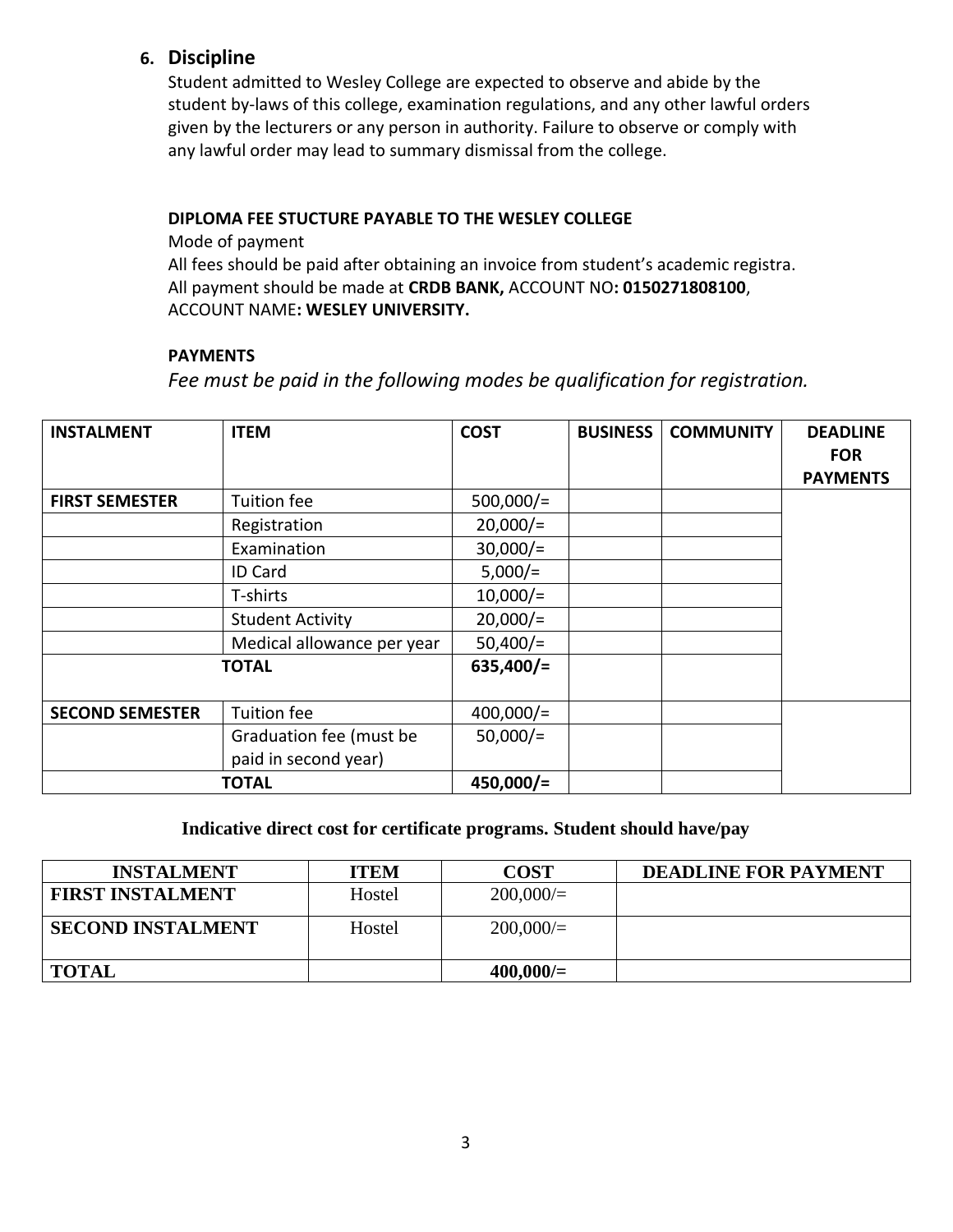## 6. Discipline

Student admitted to Wesley College are expected to observe and abide by the student by-laws of this college, examination regulations, and any other lawful orders given by the lecturers or any person in authority. Failure to observe or comply with any lawful order may lead to summary dismissal from the college.

**DIPLOMA FEE STUCTURE PAYABLE TO THE WESLEY COLLEGE**

Mode of payment

All fees should be paid after obtaining an invoice from student's academic registra. All payment should be made at **CRDB BANK,** ACCOUNT NO**: 0150271808100**, ACCOUNT NAME**: WESLEY UNIVERSITY.**

**PAYMENTS**

*Fee must be paid in the following modes be qualification for registration.*

| INSTALMENT | ITEM | COST | BUSINESS | COMMUNITY | DEADLINE FOR PAYMENTS |
|---|---|---|---|---|---|
| FIRST SEMESTER | Tuition fee | 500,000/= | | | |
| | Registration | 20,000/= | | | |
| | Examination | 30,000/= | | | |
| | ID Card | 5,000/= | | | |
| | T-shirts | 10,000/= | | | |
| | Student Activity | 20,000/= | | | |
| | Medical allowance per year | 50,400/= | | | |
| TOTAL | | **635,400/=** | | | |
| SECOND SEMESTER | Tuition fee | 400,000/= | | | |
| | Graduation fee (must be paid in second year) | 50,000/= | | | |
| TOTAL | | **450,000/=** | | | |

**Indicative direct cost for certificate programs. Student should have/pay**

| INSTALMENT | ITEM | COST | DEADLINE FOR PAYMENT |
|---|---|---|---|
| FIRST INSTALMENT | Hostel | 200,000/= | |
| SECOND INSTALMENT | Hostel | 200,000/= | |
| TOTAL | | **400,000/=** | |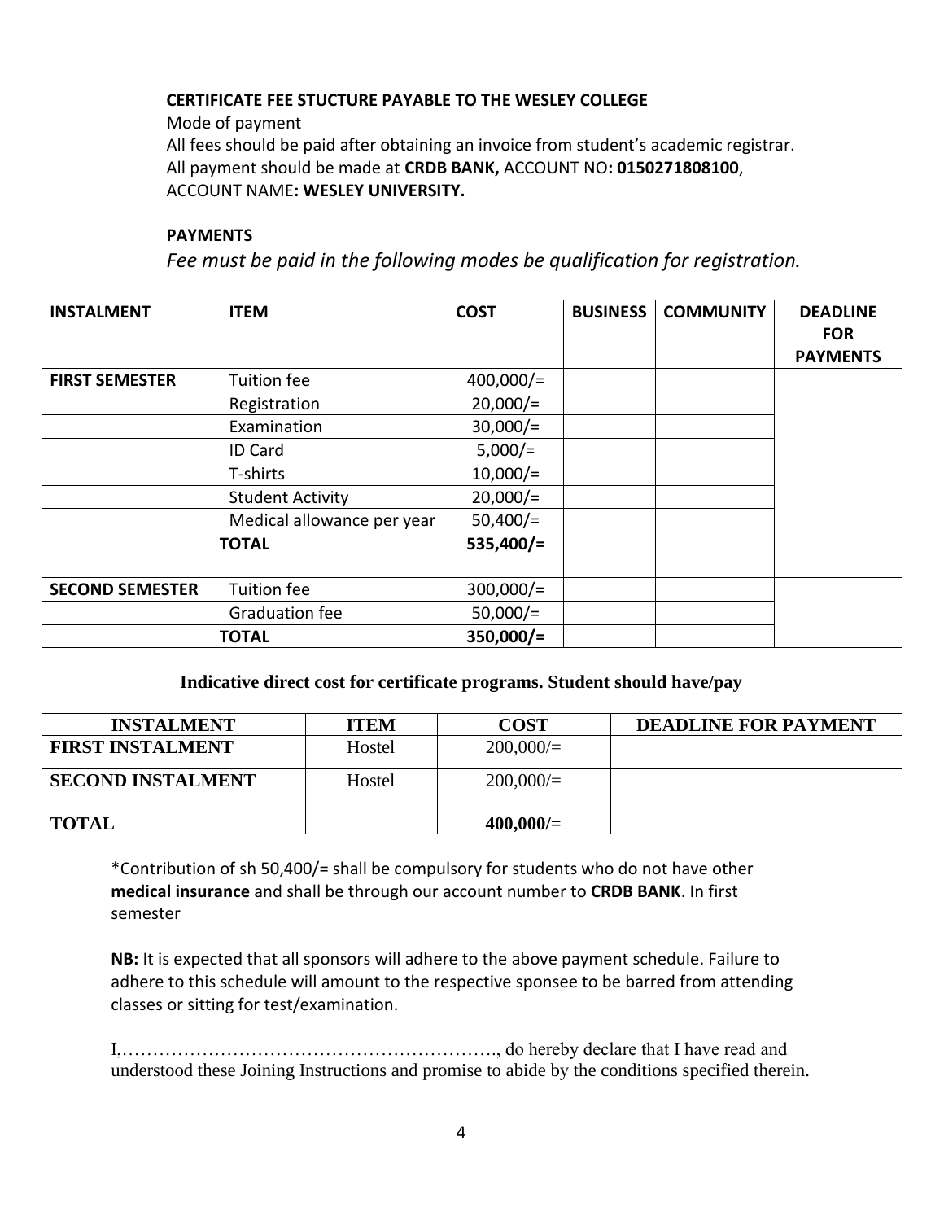**CERTIFICATE FEE STUCTURE PAYABLE TO THE WESLEY COLLEGE**

Mode of payment

All fees should be paid after obtaining an invoice from student's academic registrar.

All payment should be made at **CRDB BANK,** ACCOUNT NO**: 0150271808100**, ACCOUNT NAME**: WESLEY UNIVERSITY.**

**PAYMENTS**

*Fee must be paid in the following modes be qualification for registration.*

| INSTALMENT | ITEM | COST | BUSINESS | COMMUNITY | DEADLINE FOR PAYMENTS |
|---|---|---|---|---|---|
| **FIRST SEMESTER** | Tuition fee | 400,000/= | | | |
| | Registration | 20,000/= | | | |
| | Examination | 30,000/= | | | |
| | ID Card | 5,000/= | | | |
| | T-shirts | 10,000/= | | | |
| | Student Activity | 20,000/= | | | |
| | Medical allowance per year | 50,400/= | | | |
| **TOTAL** | | **535,400/=** | | | |
| **SECOND SEMESTER** | Tuition fee | 300,000/= | | | |
| | Graduation fee | 50,000/= | | | |
| **TOTAL** | | **350,000/=** | | | |

**Indicative direct cost for certificate programs. Student should have/pay**

| INSTALMENT | ITEM | COST | DEADLINE FOR PAYMENT |
|---|---|---|---|
| **FIRST INSTALMENT** | Hostel | 200,000/= | |
| **SECOND INSTALMENT** | Hostel | 200,000/= | |
| **TOTAL** | | **400,000/=** | |

*Contribution of sh 50,400/= shall be compulsory for students who do not have other **medical insurance** and shall be through our account number to **CRDB BANK**. In first semester

**NB:** It is expected that all sponsors will adhere to the above payment schedule. Failure to adhere to this schedule will amount to the respective sponsee to be barred from attending classes or sitting for test/examination.

I,………………………………………………….., do hereby declare that I have read and understood these Joining Instructions and promise to abide by the conditions specified therein.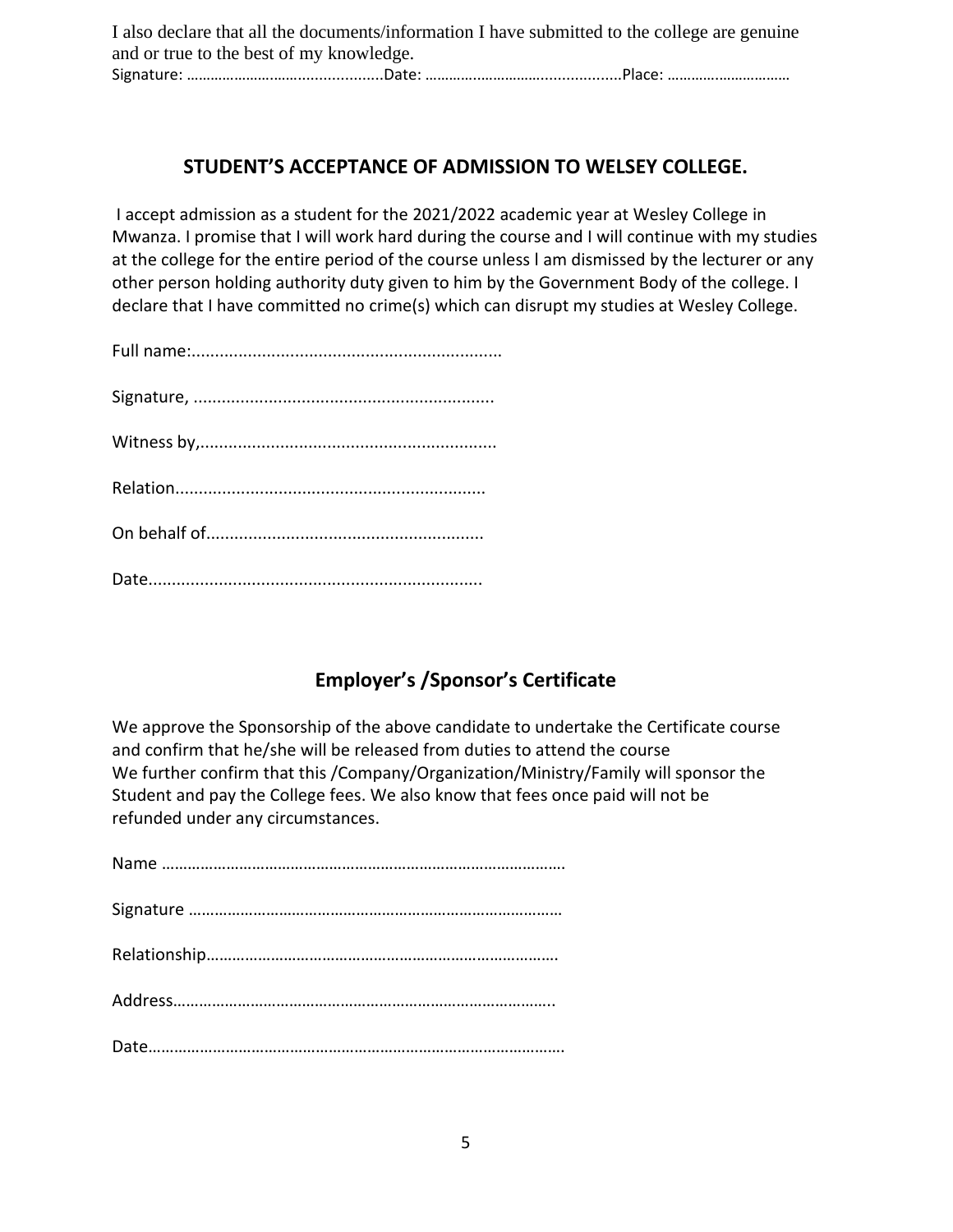I also declare that all the documents/information I have submitted to the college are genuine and or true to the best of my knowledge.

Signature: ……………………………………….Date: ……………………………………….Place: …………………………

## STUDENT'S ACCEPTANCE OF ADMISSION TO WELSEY COLLEGE.

I accept admission as a student for the 2021/2022 academic year at Wesley College in Mwanza. I promise that I will work hard during the course and I will continue with my studies at the college for the entire period of the course unless l am dismissed by the lecturer or any other person holding authority duty given to him by the Government Body of the college. I declare that I have committed no crime(s) which can disrupt my studies at Wesley College.

Full name:.................................................................

Signature, ...............................................................

Witness by,..............................................................

Relation.................................................................

On behalf of..........................................................

Date......................................................................

## Employer's /Sponsor's Certificate

We approve the Sponsorship of the above candidate to undertake the Certificate course and confirm that he/she will be released from duties to attend the course
We further confirm that this /Company/Organization/Ministry/Family will sponsor the Student and pay the College fees. We also know that fees once paid will not be refunded under any circumstances.

Name ……………………………………………………………………………….

Signature …………………………………………………………………………

Relationship……………………………………………………………………….

Address…………………………………………………………………………..

Date……………………………………………………………………………………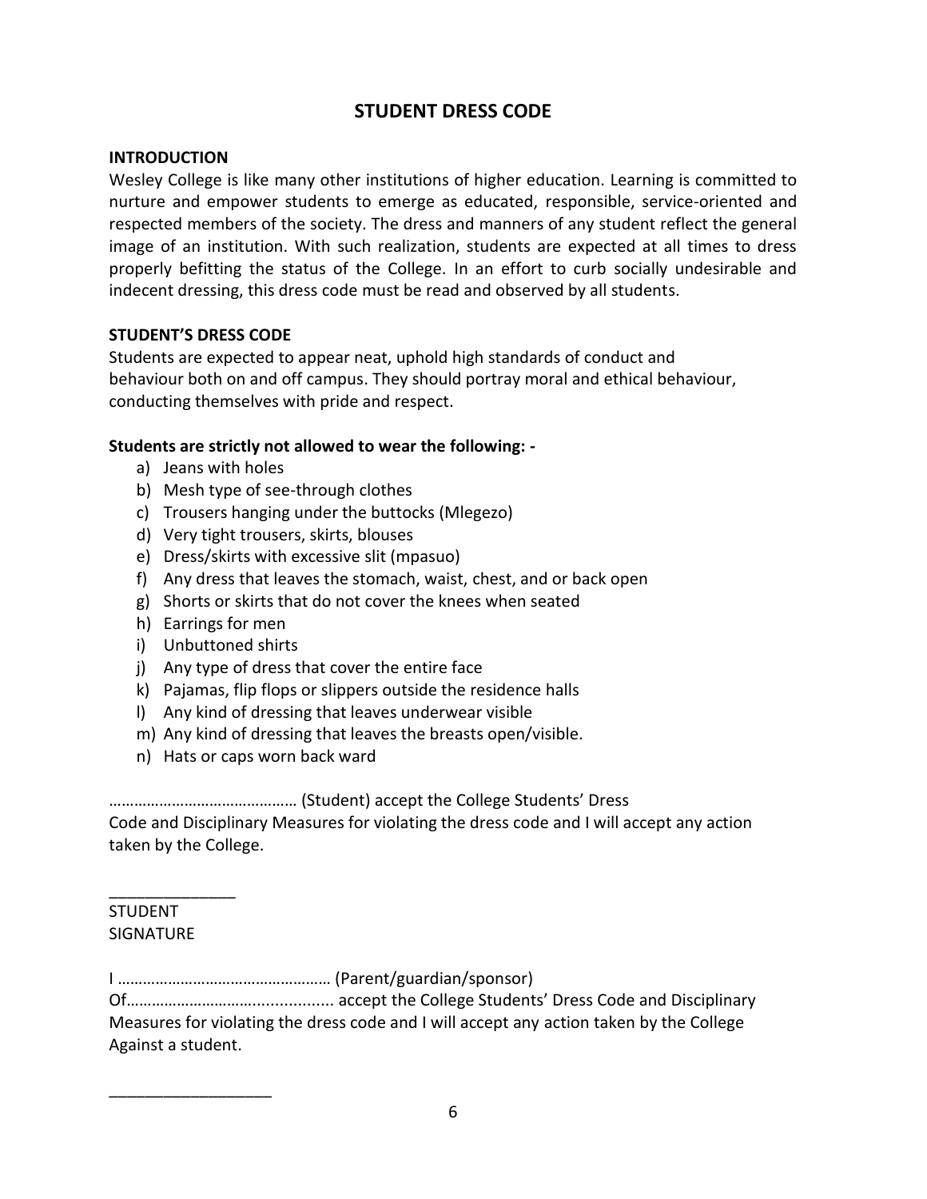# STUDENT DRESS CODE

**INTRODUCTION**

Wesley College is like many other institutions of higher education. Learning is committed to nurture and empower students to emerge as educated, responsible, service-oriented and respected members of the society. The dress and manners of any student reflect the general image of an institution. With such realization, students are expected at all times to dress properly befitting the status of the College. In an effort to curb socially undesirable and indecent dressing, this dress code must be read and observed by all students.

**STUDENT'S DRESS CODE**

Students are expected to appear neat, uphold high standards of conduct and behaviour both on and off campus. They should portray moral and ethical behaviour, conducting themselves with pride and respect.

**Students are strictly not allowed to wear the following: -**

a) Jeans with holes
b) Mesh type of see-through clothes
c) Trousers hanging under the buttocks (Mlegezo)
d) Very tight trousers, skirts, blouses
e) Dress/skirts with excessive slit (mpasuo)
f) Any dress that leaves the stomach, waist, chest, and or back open
g) Shorts or skirts that do not cover the knees when seated
h) Earrings for men
i) Unbuttoned shirts
j) Any type of dress that cover the entire face
k) Pajamas, flip flops or slippers outside the residence halls
l) Any kind of dressing that leaves underwear visible
m) Any kind of dressing that leaves the breasts open/visible.
n) Hats or caps worn back ward

……………………………………… (Student) accept the College Students' Dress Code and Disciplinary Measures for violating the dress code and I will accept any action taken by the College.

______________
STUDENT
SIGNATURE

I …………………………………………… (Parent/guardian/sponsor)
Of…………………………................. accept the College Students' Dress Code and Disciplinary Measures for violating the dress code and I will accept any action taken by the College Against a student.

__________________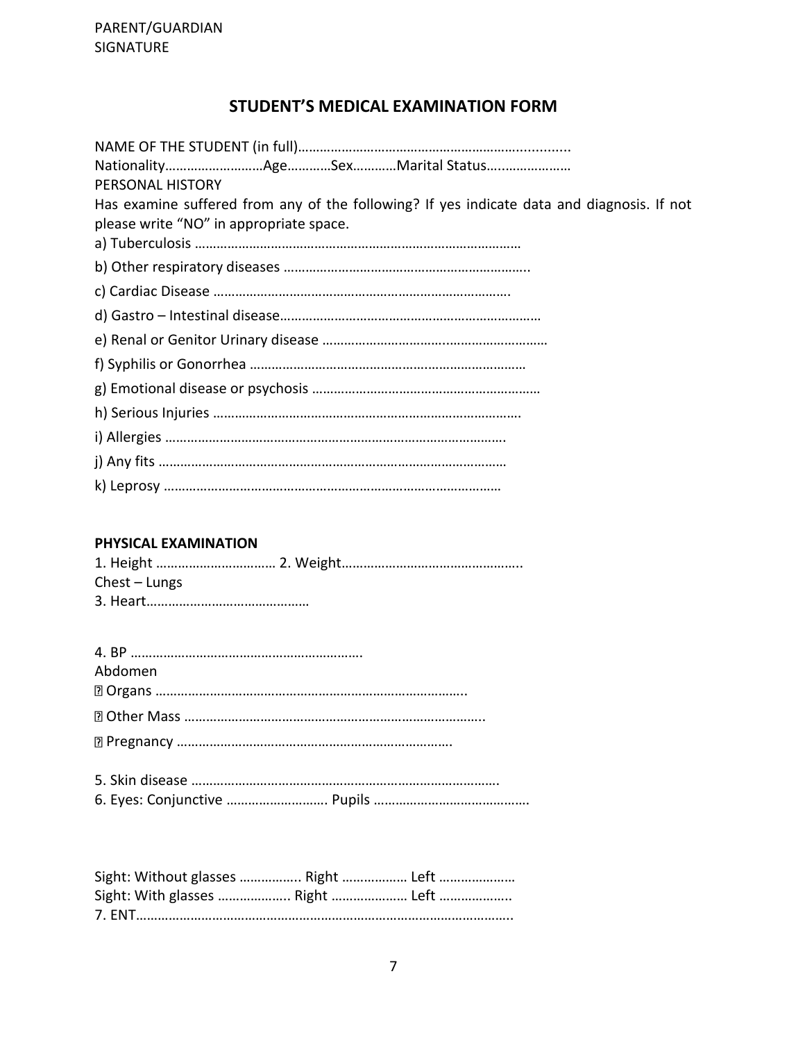PARENT/GUARDIAN
SIGNATURE

## STUDENT'S MEDICAL EXAMINATION FORM

NAME OF THE STUDENT (in full)…………………………………………………….............
Nationality………………………Age…………Sex…………Marital Status…..………………
PERSONAL HISTORY
Has examine suffered from any of the following? If yes indicate data and diagnosis. If not please write "NO" in appropriate space.

a) Tuberculosis …………………………………………………………………………….

b) Other respiratory diseases …………………………………………………………..

c) Cardiac Disease ……………………………………………………………………….

d) Gastro – Intestinal disease……………………………………………………………

e) Renal or Genitor Urinary disease ……………………………….……………………

f) Syphilis or Gonorrhea …………………………………….……………………………

g) Emotional disease or psychosis ………………………………………………………

h) Serious Injuries ………………………………………………………………………….

i) Allergies ………………………………………………………………………………….

j) Any fits ……………………………………………………………………………………

k) Leprosy …………………………………………………………………………………

**PHYSICAL EXAMINATION**

1. Height …………………………… 2. Weight…………………………………………..

Chest – Lungs

3. Heart………………………………………

4. BP ……………………………………………………….

Abdomen

- Organs ………………………………………………………………………..
- Other Mass ………………………………………………………………………..
- Pregnancy ………………………………………………………………….

5. Skin disease ………………………………………………………………………….
6. Eyes: Conjunctive ………………………. Pupils …………………………………….

Sight: Without glasses …………….. Right ……………… Left …………………
Sight: With glasses ………………. Right ………………… Left ………………..

7. ENT…………………………………………………………………………………….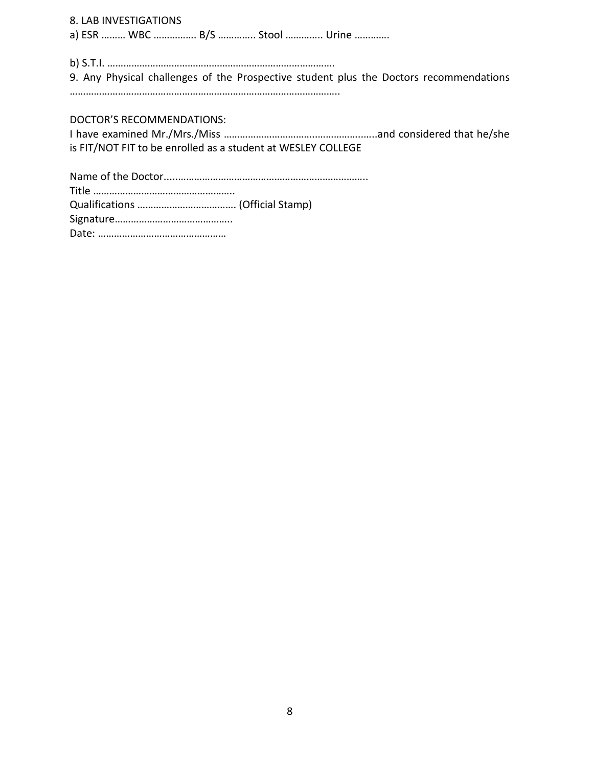8. LAB INVESTIGATIONS

a) ESR ……… WBC ……………. B/S ………….. Stool ………….. Urine ………….

b) S.T.I. ………………………………………………………………………….

9. Any Physical challenges of the Prospective student plus the Doctors recommendations …………………………………………………………………………………………..

DOCTOR'S RECOMMENDATIONS:

I have examined Mr./Mrs./Miss ………………………….……………….......and considered that he/she is FIT/NOT FIT to be enrolled as a student at WESLEY COLLEGE

Name of the Doctor...………………………………………………………………..

Title ……………………………………………..

Qualifications ………………………………. (Official Stamp)

Signature……………………………………..

Date: …………………………………………